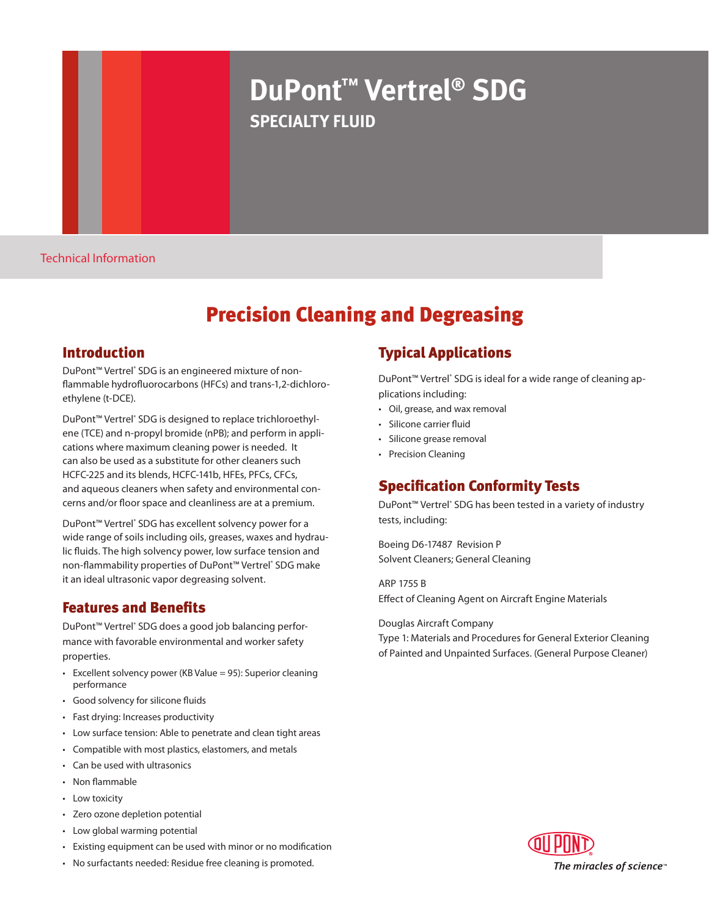# DuPont™ Vertrel® SDG

## SPECIALTY FLUID

Technical Information

# Precision Cleaning and Degreasing

## Introduction

DuPont™ Vertrel® SDG is an engineered mixture of non-flammable hydrofluorocarbons (HFCs) and trans-1,2-dichloroethylene (t-DCE).

DuPont™ Vertrel® SDG is designed to replace trichloroethylene (TCE) and n-propyl bromide (nPB); and perform in applications where maximum cleaning power is needed. It can also be used as a substitute for other cleaners such HCFC-225 and its blends, HCFC-141b, HFEs, PFCs, CFCs, and aqueous cleaners when safety and environmental concerns and/or floor space and cleanliness are at a premium.

DuPont™ Vertrel® SDG has excellent solvency power for a wide range of soils including oils, greases, waxes and hydraulic fluids. The high solvency power, low surface tension and non-flammability properties of DuPont™ Vertrel® SDG make it an ideal ultrasonic vapor degreasing solvent.

## Features and Benefits

DuPont™ Vertrel® SDG does a good job balancing performance with favorable environmental and worker safety properties.

- Excellent solvency power (KB Value = 95): Superior cleaning performance
- Good solvency for silicone fluids
- Fast drying: Increases productivity
- Low surface tension: Able to penetrate and clean tight areas
- Compatible with most plastics, elastomers, and metals
- Can be used with ultrasonics
- Non flammable
- Low toxicity
- Zero ozone depletion potential
- Low global warming potential
- Existing equipment can be used with minor or no modification
- No surfactants needed: Residue free cleaning is promoted.

## Typical Applications

DuPont™ Vertrel® SDG is ideal for a wide range of cleaning applications including:

- Oil, grease, and wax removal
- Silicone carrier fluid
- Silicone grease removal
- Precision Cleaning

## Specification Conformity Tests

DuPont™ Vertrel® SDG has been tested in a variety of industry tests, including:

Boeing D6-17487 Revision P
Solvent Cleaners; General Cleaning

ARP 1755 B
Effect of Cleaning Agent on Aircraft Engine Materials

Douglas Aircraft Company
Type 1: Materials and Procedures for General Exterior Cleaning of Painted and Unpainted Surfaces. (General Purpose Cleaner)

The miracles of science™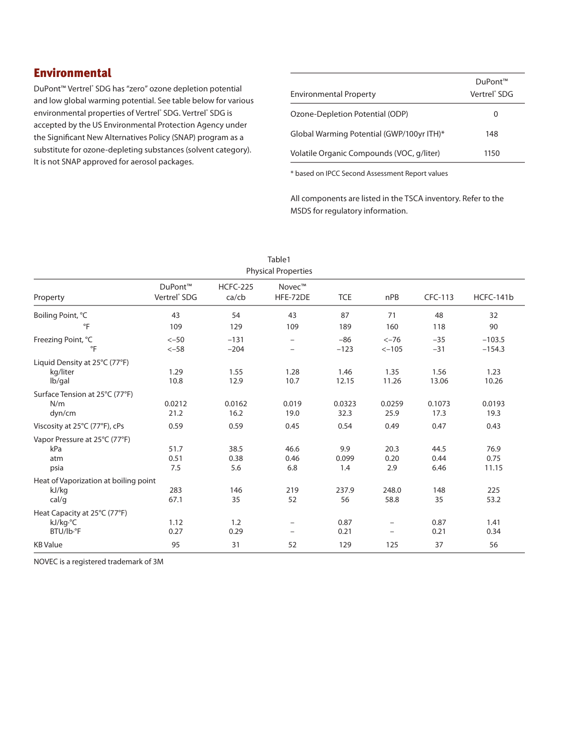## Environmental

DuPont™ Vertrel® SDG has "zero" ozone depletion potential and low global warming potential. See table below for various environmental properties of Vertrel® SDG. Vertrel® SDG is accepted by the US Environmental Protection Agency under the Significant New Alternatives Policy (SNAP) program as a substitute for ozone-depleting substances (solvent category). It is not SNAP approved for aerosol packages.

| Environmental Property | DuPont™ Vertrel® SDG |
|---|---|
| Ozone-Depletion Potential (ODP) | 0 |
| Global Warming Potential (GWP/100yr ITH)* | 148 |
| Volatile Organic Compounds (VOC, g/liter) | 1150 |

* based on IPCC Second Assessment Report values

All components are listed in the TSCA inventory. Refer to the MSDS for regulatory information.

Table1
Physical Properties

| Property | DuPont™ Vertrel® SDG | HCFC-225 ca/cb | Novec™ HFE-72DE | TCE | nPB | CFC-113 | HCFC-141b |
|---|---|---|---|---|---|---|---|
| Boiling Point, °C | 43 | 54 | 43 | 87 | 71 | 48 | 32 |
| °F | 109 | 129 | 109 | 189 | 160 | 118 | 90 |
| Freezing Point, °C | <−50 | −131 | – | −86 | <−76 | −35 | −103.5 |
| °F | <−58 | −204 | – | −123 | <−105 | −31 | −154.3 |
| Liquid Density at 25°C (77°F) | | | | | | | |
| kg/liter | 1.29 | 1.55 | 1.28 | 1.46 | 1.35 | 1.56 | 1.23 |
| lb/gal | 10.8 | 12.9 | 10.7 | 12.15 | 11.26 | 13.06 | 10.26 |
| Surface Tension at 25°C (77°F) | | | | | | | |
| N/m | 0.0212 | 0.0162 | 0.019 | 0.0323 | 0.0259 | 0.1073 | 0.0193 |
| dyn/cm | 21.2 | 16.2 | 19.0 | 32.3 | 25.9 | 17.3 | 19.3 |
| Viscosity at 25°C (77°F), cPs | 0.59 | 0.59 | 0.45 | 0.54 | 0.49 | 0.47 | 0.43 |
| Vapor Pressure at 25°C (77°F) | | | | | | | |
| kPa | 51.7 | 38.5 | 46.6 | 9.9 | 20.3 | 44.5 | 76.9 |
| atm | 0.51 | 0.38 | 0.46 | 0.099 | 0.20 | 0.44 | 0.75 |
| psia | 7.5 | 5.6 | 6.8 | 1.4 | 2.9 | 6.46 | 11.15 |
| Heat of Vaporization at boiling point | | | | | | | |
| kJ/kg | 283 | 146 | 219 | 237.9 | 248.0 | 148 | 225 |
| cal/g | 67.1 | 35 | 52 | 56 | 58.8 | 35 | 53.2 |
| Heat Capacity at 25°C (77°F) | | | | | | | |
| kJ/kg·°C | 1.12 | 1.2 | – | 0.87 | – | 0.87 | 1.41 |
| BTU/lb·°F | 0.27 | 0.29 | – | 0.21 | – | 0.21 | 0.34 |
| KB Value | 95 | 31 | 52 | 129 | 125 | 37 | 56 |

NOVEC is a registered trademark of 3M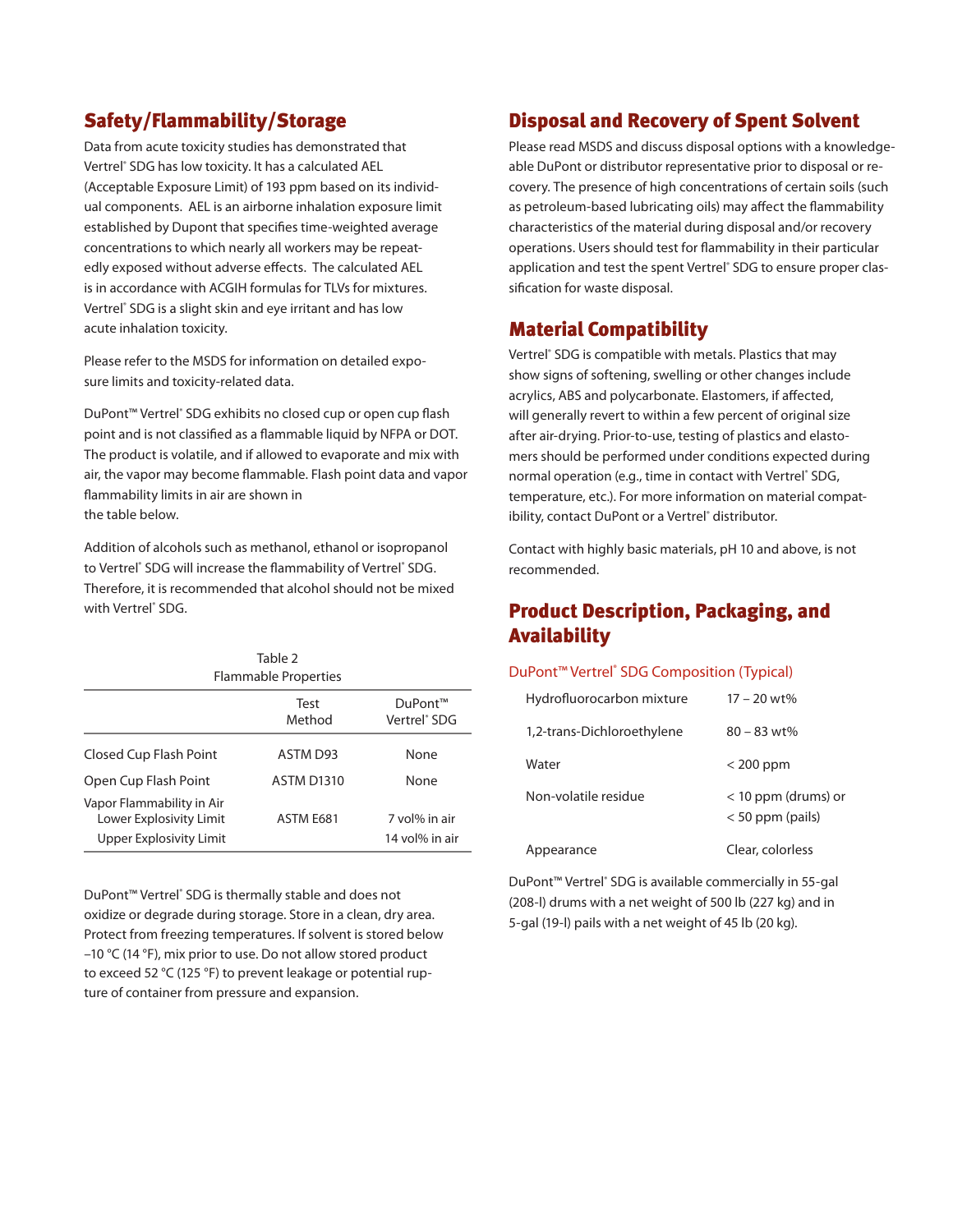## Safety/Flammability/Storage

Data from acute toxicity studies has demonstrated that Vertrel® SDG has low toxicity. It has a calculated AEL (Acceptable Exposure Limit) of 193 ppm based on its individual components. AEL is an airborne inhalation exposure limit established by Dupont that specifies time-weighted average concentrations to which nearly all workers may be repeatedly exposed without adverse effects. The calculated AEL is in accordance with ACGIH formulas for TLVs for mixtures. Vertrel® SDG is a slight skin and eye irritant and has low acute inhalation toxicity.

Please refer to the MSDS for information on detailed exposure limits and toxicity-related data.

DuPont™ Vertrel® SDG exhibits no closed cup or open cup flash point and is not classified as a flammable liquid by NFPA or DOT. The product is volatile, and if allowed to evaporate and mix with air, the vapor may become flammable. Flash point data and vapor flammability limits in air are shown in the table below.

Addition of alcohols such as methanol, ethanol or isopropanol to Vertrel® SDG will increase the flammability of Vertrel® SDG. Therefore, it is recommended that alcohol should not be mixed with Vertrel® SDG.

Table 2
Flammable Properties

| | Test Method | DuPont™ Vertrel® SDG |
|---|---|---|
| Closed Cup Flash Point | ASTM D93 | None |
| Open Cup Flash Point | ASTM D1310 | None |
| Vapor Flammability in Air | | |
| Lower Explosivity Limit | ASTM E681 | 7 vol% in air |
| Upper Explosivity Limit | | 14 vol% in air |

DuPont™ Vertrel® SDG is thermally stable and does not oxidize or degrade during storage. Store in a clean, dry area. Protect from freezing temperatures. If solvent is stored below –10 °C (14 °F), mix prior to use. Do not allow stored product to exceed 52 °C (125 °F) to prevent leakage or potential rupture of container from pressure and expansion.

## Disposal and Recovery of Spent Solvent

Please read MSDS and discuss disposal options with a knowledgeable DuPont or distributor representative prior to disposal or recovery. The presence of high concentrations of certain soils (such as petroleum-based lubricating oils) may affect the flammability characteristics of the material during disposal and/or recovery operations. Users should test for flammability in their particular application and test the spent Vertrel® SDG to ensure proper classification for waste disposal.

## Material Compatibility

Vertrel® SDG is compatible with metals. Plastics that may show signs of softening, swelling or other changes include acrylics, ABS and polycarbonate. Elastomers, if affected, will generally revert to within a few percent of original size after air-drying. Prior-to-use, testing of plastics and elastomers should be performed under conditions expected during normal operation (e.g., time in contact with Vertrel® SDG, temperature, etc.). For more information on material compatibility, contact DuPont or a Vertrel® distributor.

Contact with highly basic materials, pH 10 and above, is not recommended.

## Product Description, Packaging, and Availability

### DuPont™ Vertrel® SDG Composition (Typical)

| | |
|---|---|
| Hydrofluorocarbon mixture | 17 – 20 wt% |
| 1,2-trans-Dichloroethylene | 80 – 83 wt% |
| Water | < 200 ppm |
| Non-volatile residue | < 10 ppm (drums) or < 50 ppm (pails) |
| Appearance | Clear, colorless |

DuPont™ Vertrel® SDG is available commercially in 55-gal (208-l) drums with a net weight of 500 lb (227 kg) and in 5-gal (19-l) pails with a net weight of 45 lb (20 kg).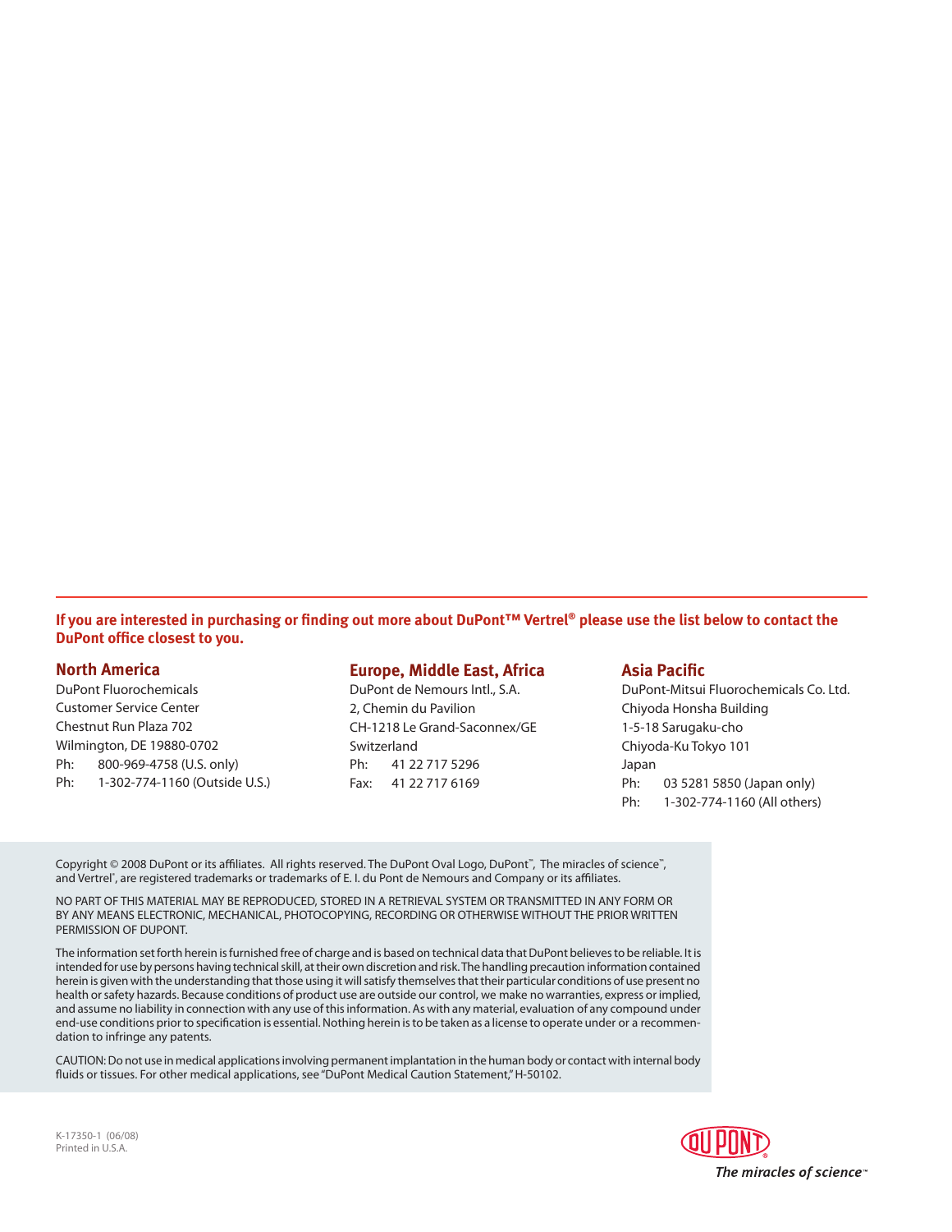**If you are interested in purchasing or finding out more about DuPont™ Vertrel® please use the list below to contact the DuPont office closest to you.**

### North America

DuPont Fluorochemicals
Customer Service Center
Chestnut Run Plaza 702
Wilmington, DE 19880-0702
Ph: 800-969-4758 (U.S. only)
Ph: 1-302-774-1160 (Outside U.S.)

### Europe, Middle East, Africa

DuPont de Nemours Intl., S.A.
2, Chemin du Pavilion
CH-1218 Le Grand-Saconnex/GE
Switzerland
Ph: 41 22 717 5296
Fax: 41 22 717 6169

### Asia Pacific

DuPont-Mitsui Fluorochemicals Co. Ltd.
Chiyoda Honsha Building
1-5-18 Sarugaku-cho
Chiyoda-Ku Tokyo 101
Japan
Ph: 03 5281 5850 (Japan only)
Ph: 1-302-774-1160 (All others)

Copyright © 2008 DuPont or its affiliates. All rights reserved. The DuPont Oval Logo, DuPont™, The miracles of science™, and Vertrel®, are registered trademarks or trademarks of E. I. du Pont de Nemours and Company or its affiliates.

NO PART OF THIS MATERIAL MAY BE REPRODUCED, STORED IN A RETRIEVAL SYSTEM OR TRANSMITTED IN ANY FORM OR BY ANY MEANS ELECTRONIC, MECHANICAL, PHOTOCOPYING, RECORDING OR OTHERWISE WITHOUT THE PRIOR WRITTEN PERMISSION OF DUPONT.

The information set forth herein is furnished free of charge and is based on technical data that DuPont believes to be reliable. It is intended for use by persons having technical skill, at their own discretion and risk. The handling precaution information contained herein is given with the understanding that those using it will satisfy themselves that their particular conditions of use present no health or safety hazards. Because conditions of product use are outside our control, we make no warranties, express or implied, and assume no liability in connection with any use of this information. As with any material, evaluation of any compound under end-use conditions prior to specification is essential. Nothing herein is to be taken as a license to operate under or a recommendation to infringe any patents.

CAUTION: Do not use in medical applications involving permanent implantation in the human body or contact with internal body fluids or tissues. For other medical applications, see "DuPont Medical Caution Statement," H-50102.

K-17350-1 (06/08)
Printed in U.S.A.

DUPONT
*The miracles of science™*